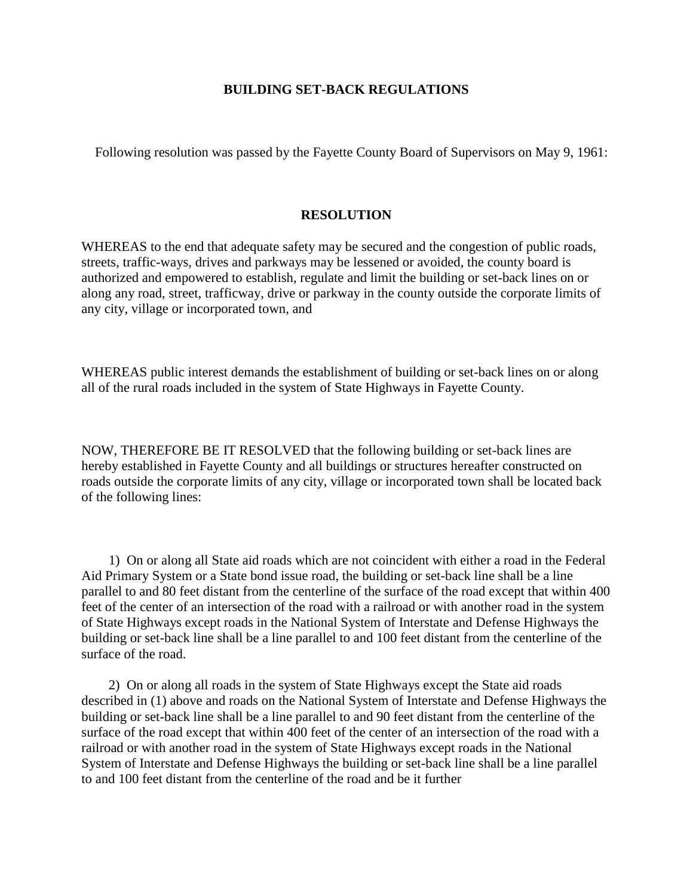# BUILDING SET-BACK REGULATIONS

Following resolution was passed by the Fayette County Board of Supervisors on May 9, 1961:

## RESOLUTION

WHEREAS to the end that adequate safety may be secured and the congestion of public roads, streets, traffic-ways, drives and parkways may be lessened or avoided, the county board is authorized and empowered to establish, regulate and limit the building or set-back lines on or along any road, street, trafficway, drive or parkway in the county outside the corporate limits of any city, village or incorporated town, and

WHEREAS public interest demands the establishment of building or set-back lines on or along all of the rural roads included in the system of State Highways in Fayette County.

NOW, THEREFORE BE IT RESOLVED that the following building or set-back lines are hereby established in Fayette County and all buildings or structures hereafter constructed on roads outside the corporate limits of any city, village or incorporated town shall be located back of the following lines:

1) On or along all State aid roads which are not coincident with either a road in the Federal Aid Primary System or a State bond issue road, the building or set-back line shall be a line parallel to and 80 feet distant from the centerline of the surface of the road except that within 400 feet of the center of an intersection of the road with a railroad or with another road in the system of State Highways except roads in the National System of Interstate and Defense Highways the building or set-back line shall be a line parallel to and 100 feet distant from the centerline of the surface of the road.

2) On or along all roads in the system of State Highways except the State aid roads described in (1) above and roads on the National System of Interstate and Defense Highways the building or set-back line shall be a line parallel to and 90 feet distant from the centerline of the surface of the road except that within 400 feet of the center of an intersection of the road with a railroad or with another road in the system of State Highways except roads in the National System of Interstate and Defense Highways the building or set-back line shall be a line parallel to and 100 feet distant from the centerline of the road and be it further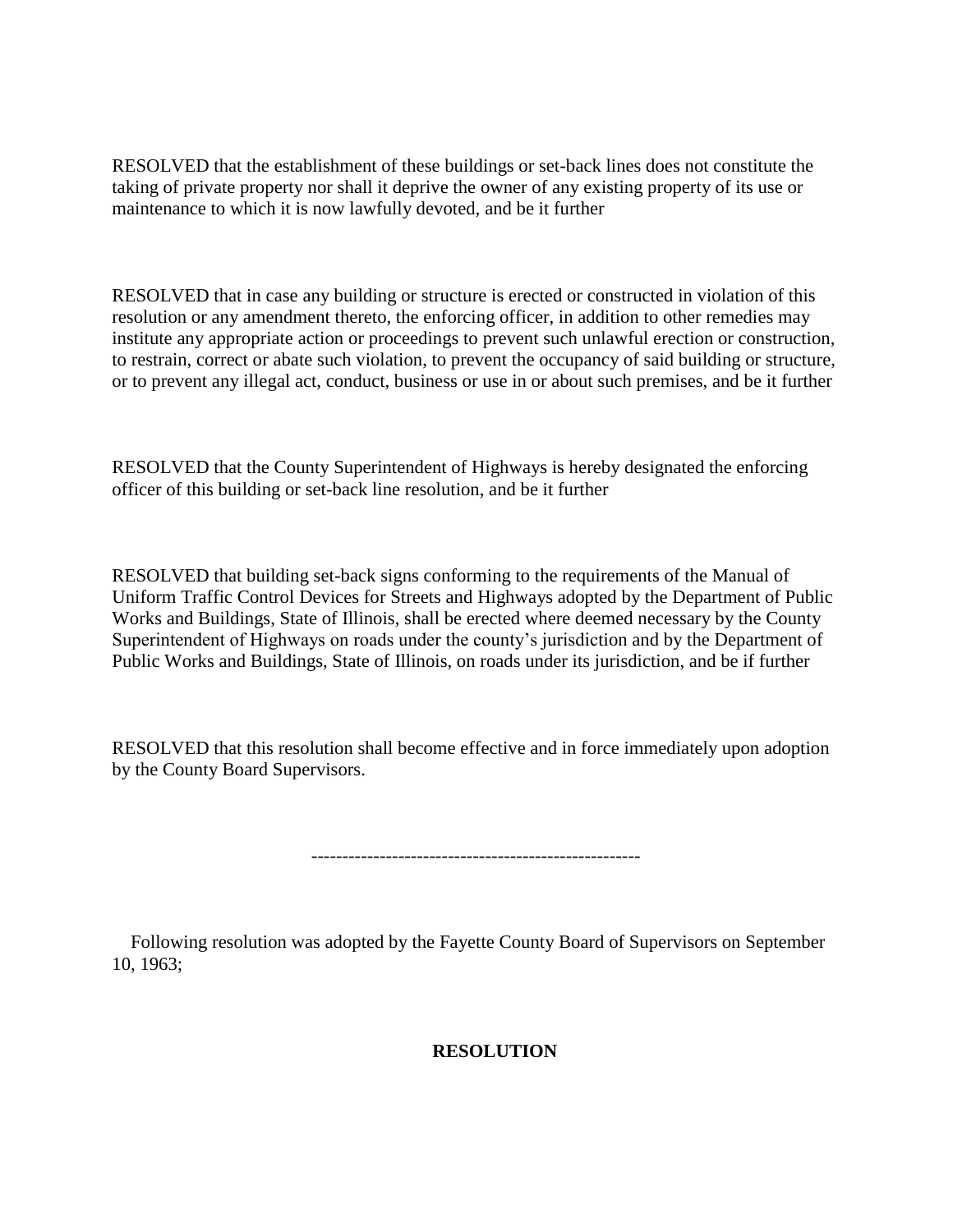RESOLVED that the establishment of these buildings or set-back lines does not constitute the taking of private property nor shall it deprive the owner of any existing property of its use or maintenance to which it is now lawfully devoted, and be it further

RESOLVED that in case any building or structure is erected or constructed in violation of this resolution or any amendment thereto, the enforcing officer, in addition to other remedies may institute any appropriate action or proceedings to prevent such unlawful erection or construction, to restrain, correct or abate such violation, to prevent the occupancy of said building or structure, or to prevent any illegal act, conduct, business or use in or about such premises, and be it further

RESOLVED that the County Superintendent of Highways is hereby designated the enforcing officer of this building or set-back line resolution, and be it further

RESOLVED that building set-back signs conforming to the requirements of the Manual of Uniform Traffic Control Devices for Streets and Highways adopted by the Department of Public Works and Buildings, State of Illinois, shall be erected where deemed necessary by the County Superintendent of Highways on roads under the county's jurisdiction and by the Department of Public Works and Buildings, State of Illinois, on roads under its jurisdiction, and be if further

RESOLVED that this resolution shall become effective and in force immediately upon adoption by the County Board Supervisors.

----------------------------------------------------

Following resolution was adopted by the Fayette County Board of Supervisors on September 10, 1963;

**RESOLUTION**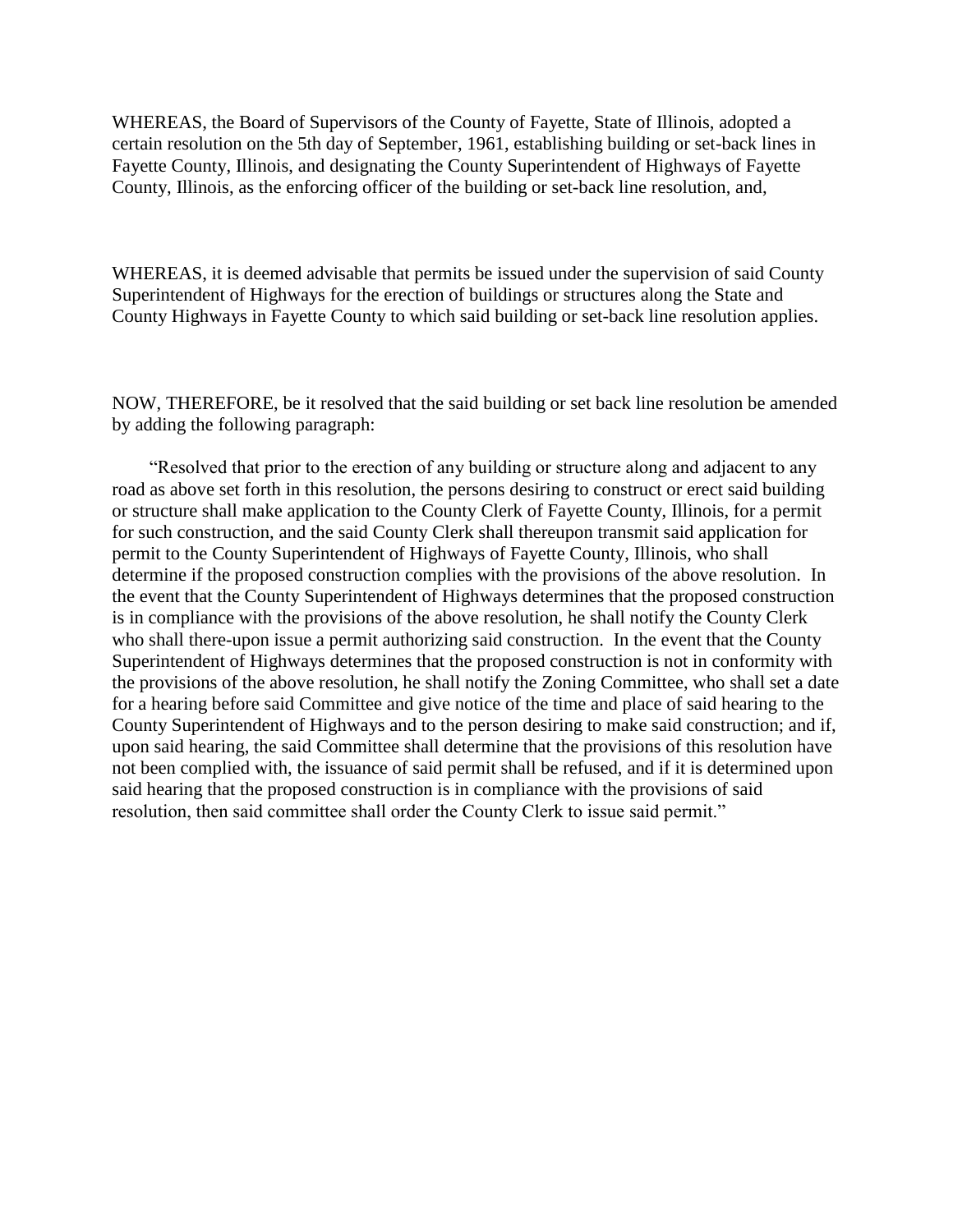WHEREAS, the Board of Supervisors of the County of Fayette, State of Illinois, adopted a certain resolution on the 5th day of September, 1961, establishing building or set-back lines in Fayette County, Illinois, and designating the County Superintendent of Highways of Fayette County, Illinois, as the enforcing officer of the building or set-back line resolution, and,

WHEREAS, it is deemed advisable that permits be issued under the supervision of said County Superintendent of Highways for the erection of buildings or structures along the State and County Highways in Fayette County to which said building or set-back line resolution applies.

NOW, THEREFORE, be it resolved that the said building or set back line resolution be amended by adding the following paragraph:

"Resolved that prior to the erection of any building or structure along and adjacent to any road as above set forth in this resolution, the persons desiring to construct or erect said building or structure shall make application to the County Clerk of Fayette County, Illinois, for a permit for such construction, and the said County Clerk shall thereupon transmit said application for permit to the County Superintendent of Highways of Fayette County, Illinois, who shall determine if the proposed construction complies with the provisions of the above resolution. In the event that the County Superintendent of Highways determines that the proposed construction is in compliance with the provisions of the above resolution, he shall notify the County Clerk who shall there-upon issue a permit authorizing said construction. In the event that the County Superintendent of Highways determines that the proposed construction is not in conformity with the provisions of the above resolution, he shall notify the Zoning Committee, who shall set a date for a hearing before said Committee and give notice of the time and place of said hearing to the County Superintendent of Highways and to the person desiring to make said construction; and if, upon said hearing, the said Committee shall determine that the provisions of this resolution have not been complied with, the issuance of said permit shall be refused, and if it is determined upon said hearing that the proposed construction is in compliance with the provisions of said resolution, then said committee shall order the County Clerk to issue said permit."